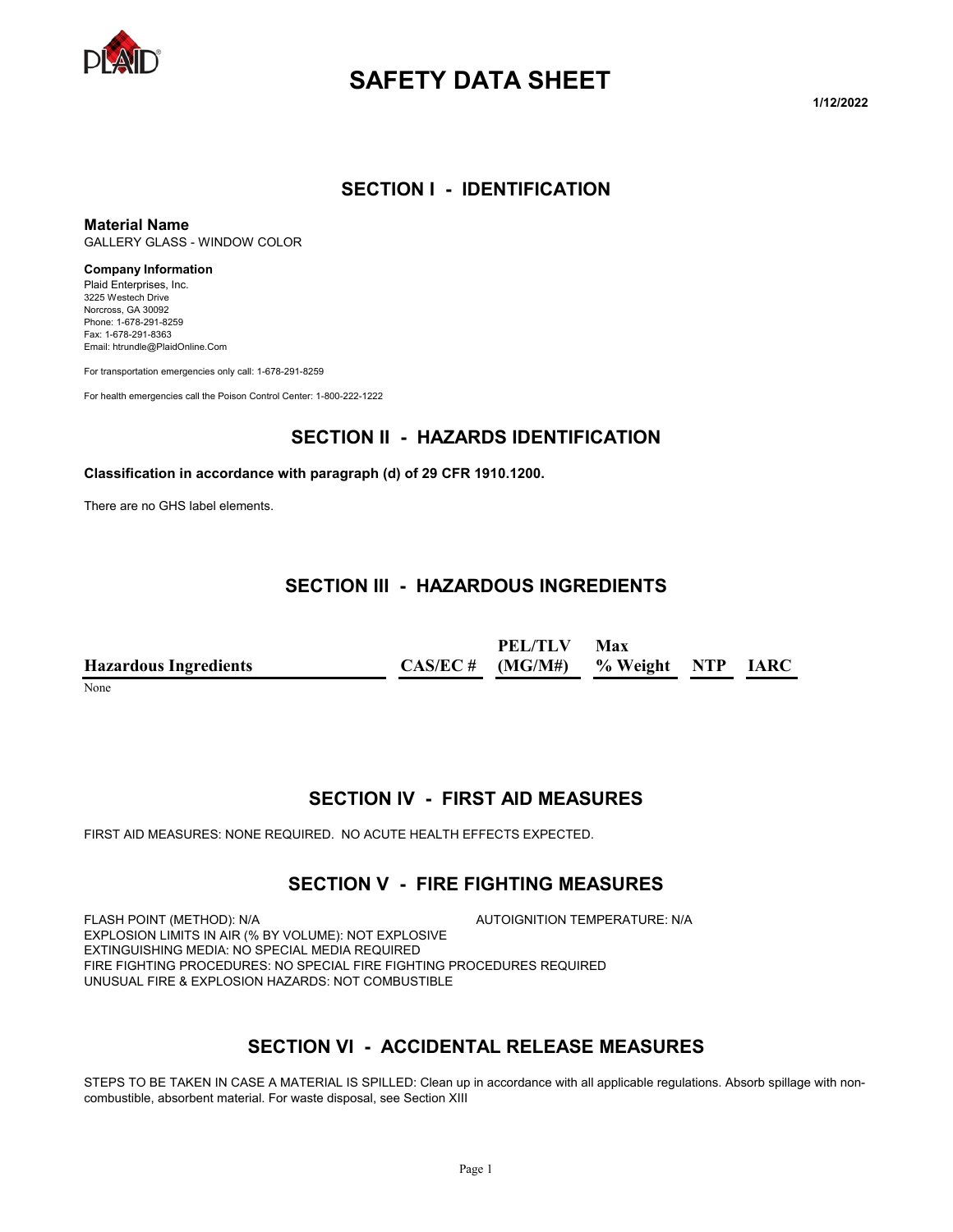# SAFETY DATA SHEET

1/12/2022

## SECTION I - IDENTIFICATION

### Material Name

GALLERY GLASS - WINDOW COLOR

**Company Information**

Plaid Enterprises, Inc.
3225 Westech Drive
Norcross, GA 30092
Phone: 1-678-291-8259
Fax: 1-678-291-8363
Email: htrundle@PlaidOnline.Com

For transportation emergencies only call: 1-678-291-8259

For health emergencies call the Poison Control Center: 1-800-222-1222

## SECTION II - HAZARDS IDENTIFICATION

**Classification in accordance with paragraph (d) of 29 CFR 1910.1200.**

There are no GHS label elements.

## SECTION III - HAZARDOUS INGREDIENTS

| Hazardous Ingredients | CAS/EC # | PEL/TLV (MG/M#) | Max % Weight | NTP | IARC |
|---|---|---|---|---|---|
| None | | | | | |

## SECTION IV - FIRST AID MEASURES

FIRST AID MEASURES: NONE REQUIRED. NO ACUTE HEALTH EFFECTS EXPECTED.

## SECTION V - FIRE FIGHTING MEASURES

FLASH POINT (METHOD): N/A
AUTOIGNITION TEMPERATURE: N/A
EXPLOSION LIMITS IN AIR (% BY VOLUME): NOT EXPLOSIVE
EXTINGUISHING MEDIA: NO SPECIAL MEDIA REQUIRED
FIRE FIGHTING PROCEDURES: NO SPECIAL FIRE FIGHTING PROCEDURES REQUIRED
UNUSUAL FIRE & EXPLOSION HAZARDS: NOT COMBUSTIBLE

## SECTION VI - ACCIDENTAL RELEASE MEASURES

STEPS TO BE TAKEN IN CASE A MATERIAL IS SPILLED: Clean up in accordance with all applicable regulations. Absorb spillage with non-combustible, absorbent material. For waste disposal, see Section XIII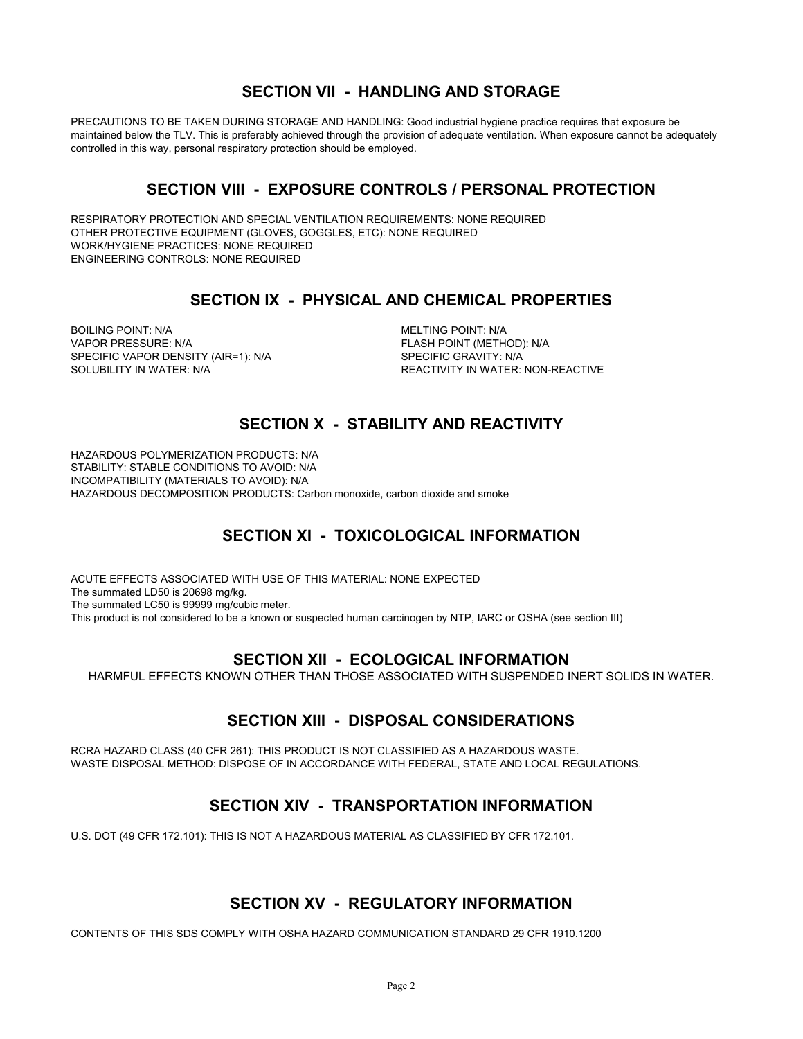## SECTION VII - HANDLING AND STORAGE

PRECAUTIONS TO BE TAKEN DURING STORAGE AND HANDLING: Good industrial hygiene practice requires that exposure be maintained below the TLV. This is preferably achieved through the provision of adequate ventilation. When exposure cannot be adequately controlled in this way, personal respiratory protection should be employed.

## SECTION VIII - EXPOSURE CONTROLS / PERSONAL PROTECTION

RESPIRATORY PROTECTION AND SPECIAL VENTILATION REQUIREMENTS: NONE REQUIRED
OTHER PROTECTIVE EQUIPMENT (GLOVES, GOGGLES, ETC): NONE REQUIRED
WORK/HYGIENE PRACTICES: NONE REQUIRED
ENGINEERING CONTROLS: NONE REQUIRED

## SECTION IX - PHYSICAL AND CHEMICAL PROPERTIES

BOILING POINT: N/A
VAPOR PRESSURE: N/A
SPECIFIC VAPOR DENSITY (AIR=1): N/A
SOLUBILITY IN WATER: N/A
MELTING POINT: N/A
FLASH POINT (METHOD): N/A
SPECIFIC GRAVITY: N/A
REACTIVITY IN WATER: NON-REACTIVE

## SECTION X - STABILITY AND REACTIVITY

HAZARDOUS POLYMERIZATION PRODUCTS: N/A
STABILITY: STABLE CONDITIONS TO AVOID: N/A
INCOMPATIBILITY (MATERIALS TO AVOID): N/A
HAZARDOUS DECOMPOSITION PRODUCTS: Carbon monoxide, carbon dioxide and smoke

## SECTION XI - TOXICOLOGICAL INFORMATION

ACUTE EFFECTS ASSOCIATED WITH USE OF THIS MATERIAL: NONE EXPECTED
The summated LD50 is 20698 mg/kg.
The summated LC50 is 99999 mg/cubic meter.
This product is not considered to be a known or suspected human carcinogen by NTP, IARC or OSHA (see section III)

## SECTION XII - ECOLOGICAL INFORMATION

HARMFUL EFFECTS KNOWN OTHER THAN THOSE ASSOCIATED WITH SUSPENDED INERT SOLIDS IN WATER.

## SECTION XIII - DISPOSAL CONSIDERATIONS

RCRA HAZARD CLASS (40 CFR 261): THIS PRODUCT IS NOT CLASSIFIED AS A HAZARDOUS WASTE.
WASTE DISPOSAL METHOD: DISPOSE OF IN ACCORDANCE WITH FEDERAL, STATE AND LOCAL REGULATIONS.

## SECTION XIV - TRANSPORTATION INFORMATION

U.S. DOT (49 CFR 172.101): THIS IS NOT A HAZARDOUS MATERIAL AS CLASSIFIED BY CFR 172.101.

## SECTION XV - REGULATORY INFORMATION

CONTENTS OF THIS SDS COMPLY WITH OSHA HAZARD COMMUNICATION STANDARD 29 CFR 1910.1200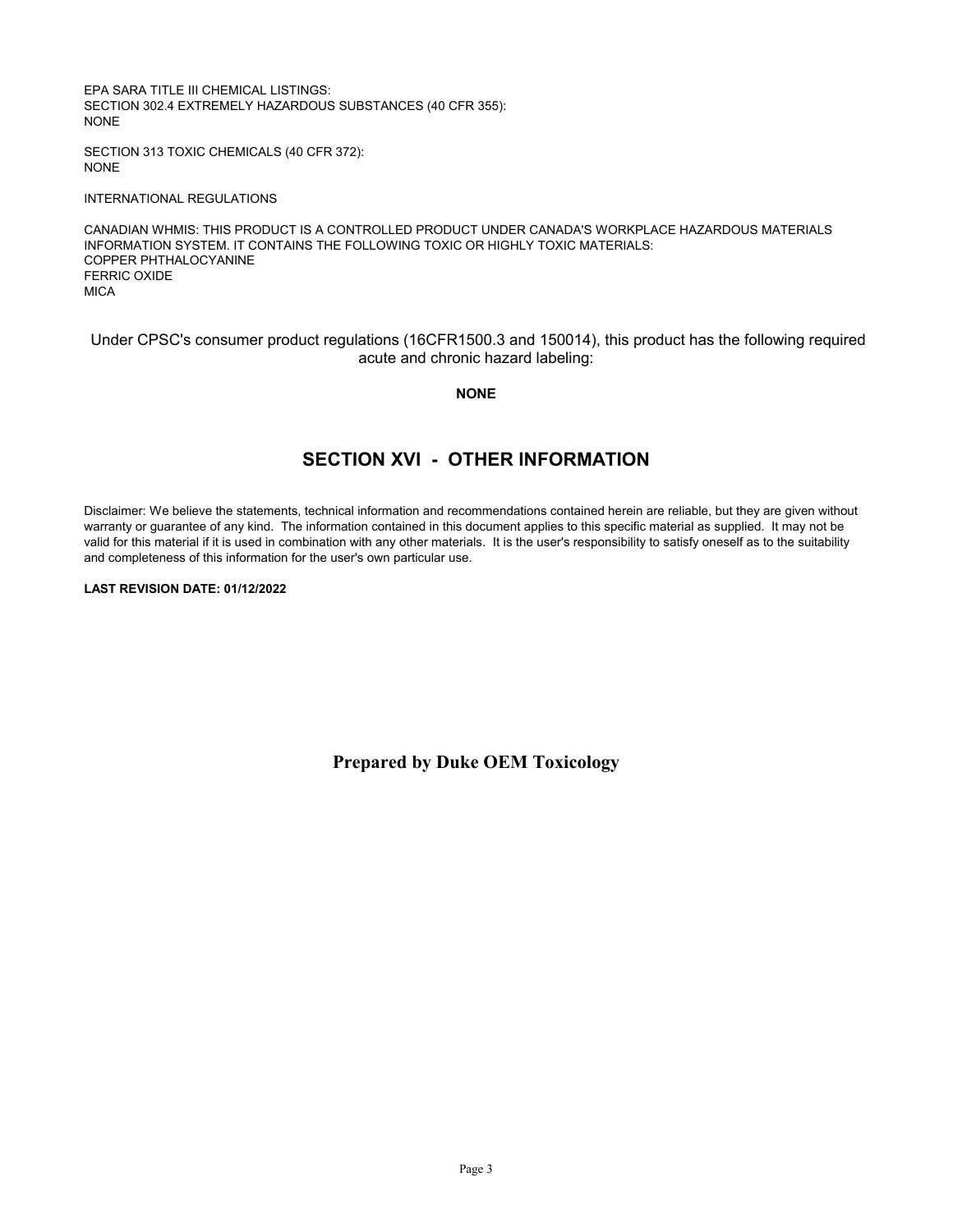EPA SARA TITLE III CHEMICAL LISTINGS:
SECTION 302.4 EXTREMELY HAZARDOUS SUBSTANCES (40 CFR 355):
NONE

SECTION 313 TOXIC CHEMICALS (40 CFR 372):
NONE

INTERNATIONAL REGULATIONS

CANADIAN WHMIS: THIS PRODUCT IS A CONTROLLED PRODUCT UNDER CANADA'S WORKPLACE HAZARDOUS MATERIALS INFORMATION SYSTEM. IT CONTAINS THE FOLLOWING TOXIC OR HIGHLY TOXIC MATERIALS:
COPPER PHTHALOCYANINE
FERRIC OXIDE
MICA

Under CPSC's consumer product regulations (16CFR1500.3 and 150014), this product has the following required acute and chronic hazard labeling:

**NONE**

## SECTION XVI - OTHER INFORMATION

Disclaimer: We believe the statements, technical information and recommendations contained herein are reliable, but they are given without warranty or guarantee of any kind. The information contained in this document applies to this specific material as supplied. It may not be valid for this material if it is used in combination with any other materials. It is the user's responsibility to satisfy oneself as to the suitability and completeness of this information for the user's own particular use.

**LAST REVISION DATE: 01/12/2022**

**Prepared by Duke OEM Toxicology**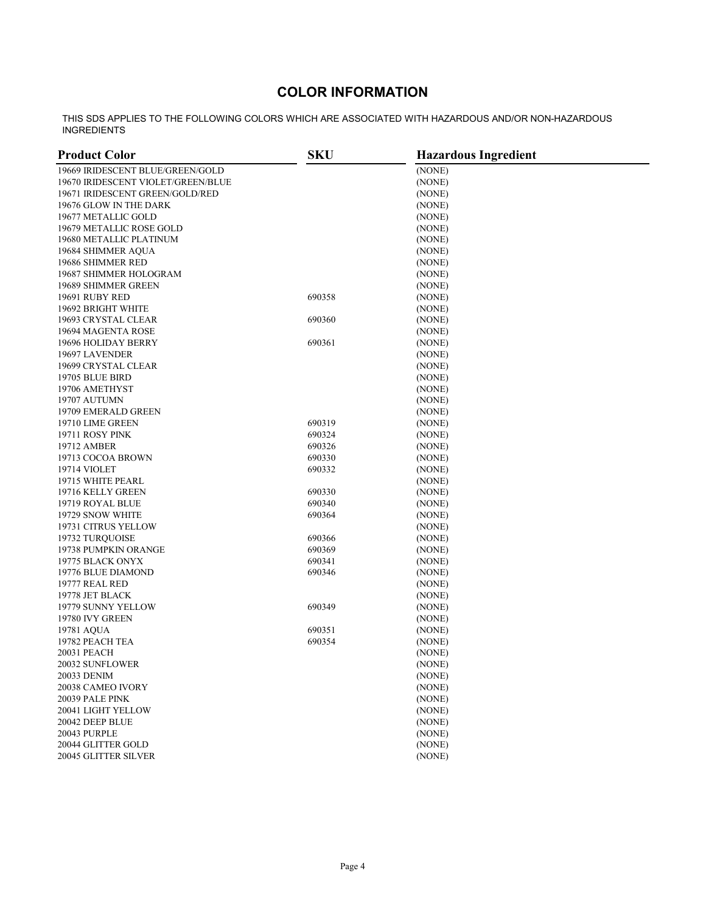## COLOR INFORMATION

THIS SDS APPLIES TO THE FOLLOWING COLORS WHICH ARE ASSOCIATED WITH HAZARDOUS AND/OR NON-HAZARDOUS INGREDIENTS

| Product Color | SKU | Hazardous Ingredient |
|---|---|---|
| 19669 IRIDESCENT BLUE/GREEN/GOLD | | (NONE) |
| 19670 IRIDESCENT VIOLET/GREEN/BLUE | | (NONE) |
| 19671 IRIDESCENT GREEN/GOLD/RED | | (NONE) |
| 19676 GLOW IN THE DARK | | (NONE) |
| 19677 METALLIC GOLD | | (NONE) |
| 19679 METALLIC ROSE GOLD | | (NONE) |
| 19680 METALLIC PLATINUM | | (NONE) |
| 19684 SHIMMER AQUA | | (NONE) |
| 19686 SHIMMER RED | | (NONE) |
| 19687 SHIMMER HOLOGRAM | | (NONE) |
| 19689 SHIMMER GREEN | | (NONE) |
| 19691 RUBY RED | 690358 | (NONE) |
| 19692 BRIGHT WHITE | | (NONE) |
| 19693 CRYSTAL CLEAR | 690360 | (NONE) |
| 19694 MAGENTA ROSE | | (NONE) |
| 19696 HOLIDAY BERRY | 690361 | (NONE) |
| 19697 LAVENDER | | (NONE) |
| 19699 CRYSTAL CLEAR | | (NONE) |
| 19705 BLUE BIRD | | (NONE) |
| 19706 AMETHYST | | (NONE) |
| 19707 AUTUMN | | (NONE) |
| 19709 EMERALD GREEN | | (NONE) |
| 19710 LIME GREEN | 690319 | (NONE) |
| 19711 ROSY PINK | 690324 | (NONE) |
| 19712 AMBER | 690326 | (NONE) |
| 19713 COCOA BROWN | 690330 | (NONE) |
| 19714 VIOLET | 690332 | (NONE) |
| 19715 WHITE PEARL | | (NONE) |
| 19716 KELLY GREEN | 690330 | (NONE) |
| 19719 ROYAL BLUE | 690340 | (NONE) |
| 19729 SNOW WHITE | 690364 | (NONE) |
| 19731 CITRUS YELLOW | | (NONE) |
| 19732 TURQUOISE | 690366 | (NONE) |
| 19738 PUMPKIN ORANGE | 690369 | (NONE) |
| 19775 BLACK ONYX | 690341 | (NONE) |
| 19776 BLUE DIAMOND | 690346 | (NONE) |
| 19777 REAL RED | | (NONE) |
| 19778 JET BLACK | | (NONE) |
| 19779 SUNNY YELLOW | 690349 | (NONE) |
| 19780 IVY GREEN | | (NONE) |
| 19781 AQUA | 690351 | (NONE) |
| 19782 PEACH TEA | 690354 | (NONE) |
| 20031 PEACH | | (NONE) |
| 20032 SUNFLOWER | | (NONE) |
| 20033 DENIM | | (NONE) |
| 20038 CAMEO IVORY | | (NONE) |
| 20039 PALE PINK | | (NONE) |
| 20041 LIGHT YELLOW | | (NONE) |
| 20042 DEEP BLUE | | (NONE) |
| 20043 PURPLE | | (NONE) |
| 20044 GLITTER GOLD | | (NONE) |
| 20045 GLITTER SILVER | | (NONE) |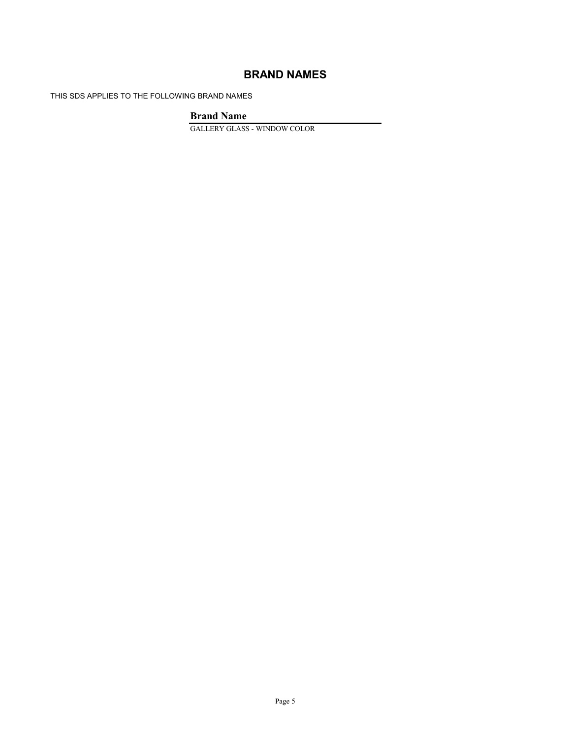## BRAND NAMES

THIS SDS APPLIES TO THE FOLLOWING BRAND NAMES

| Brand Name |
| --- |
| GALLERY GLASS - WINDOW COLOR |